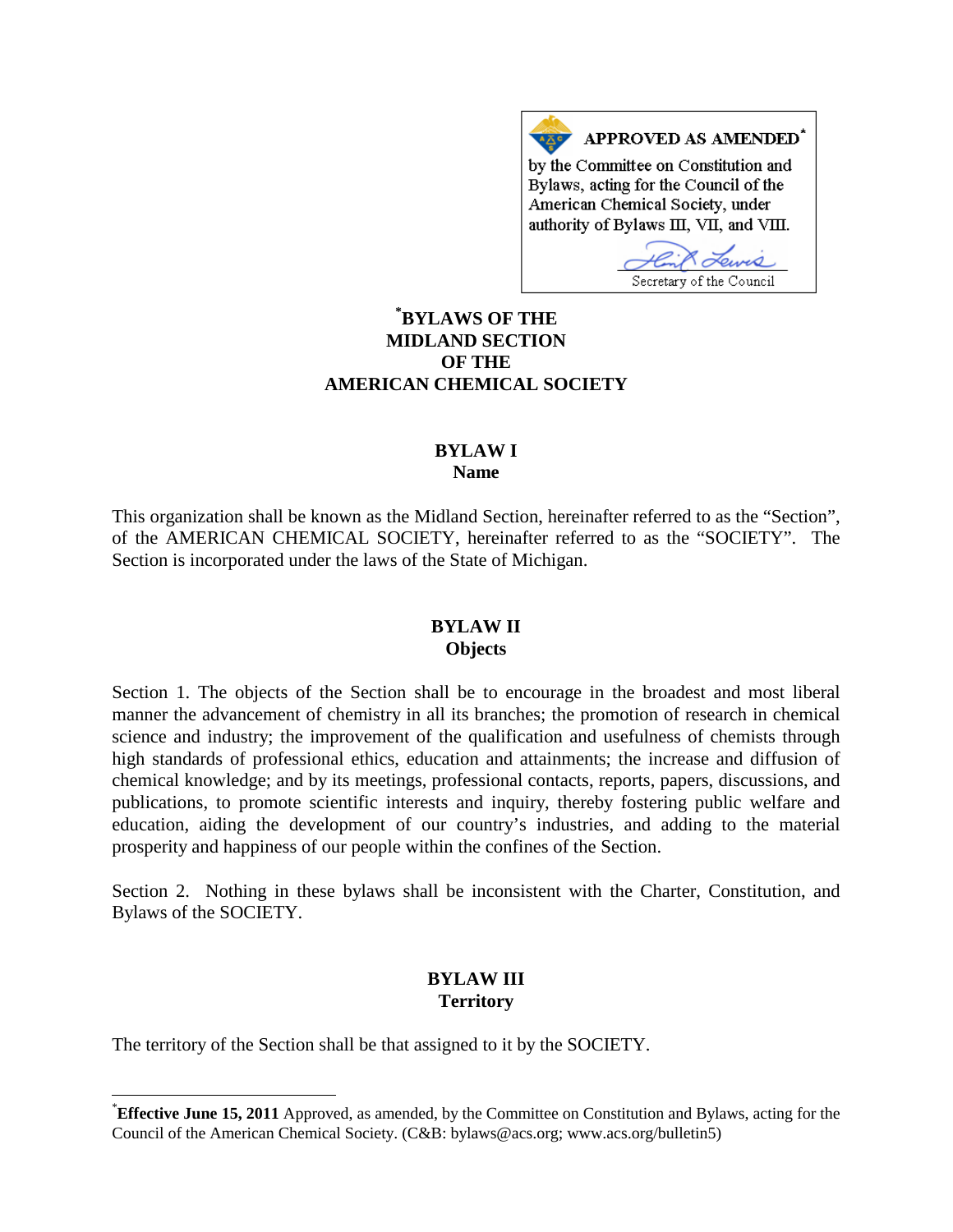**APPROVED AS AMENDED***

by the Committee on Constitution and Bylaws, acting for the Council of the American Chemical Society, under authority of Bylaws III, VII, and VIII.

Secretary of the Council

# *BYLAWS OF THE MIDLAND SECTION OF THE AMERICAN CHEMICAL SOCIETY

## BYLAW I
## Name

This organization shall be known as the Midland Section, hereinafter referred to as the "Section", of the AMERICAN CHEMICAL SOCIETY, hereinafter referred to as the "SOCIETY". The Section is incorporated under the laws of the State of Michigan.

## BYLAW II
## Objects

Section 1. The objects of the Section shall be to encourage in the broadest and most liberal manner the advancement of chemistry in all its branches; the promotion of research in chemical science and industry; the improvement of the qualification and usefulness of chemists through high standards of professional ethics, education and attainments; the increase and diffusion of chemical knowledge; and by its meetings, professional contacts, reports, papers, discussions, and publications, to promote scientific interests and inquiry, thereby fostering public welfare and education, aiding the development of our country's industries, and adding to the material prosperity and happiness of our people within the confines of the Section.

Section 2. Nothing in these bylaws shall be inconsistent with the Charter, Constitution, and Bylaws of the SOCIETY.

## BYLAW III
## Territory

The territory of the Section shall be that assigned to it by the SOCIETY.

---

* **Effective June 15, 2011** Approved, as amended, by the Committee on Constitution and Bylaws, acting for the Council of the American Chemical Society. (C&B: bylaws@acs.org; www.acs.org/bulletin5)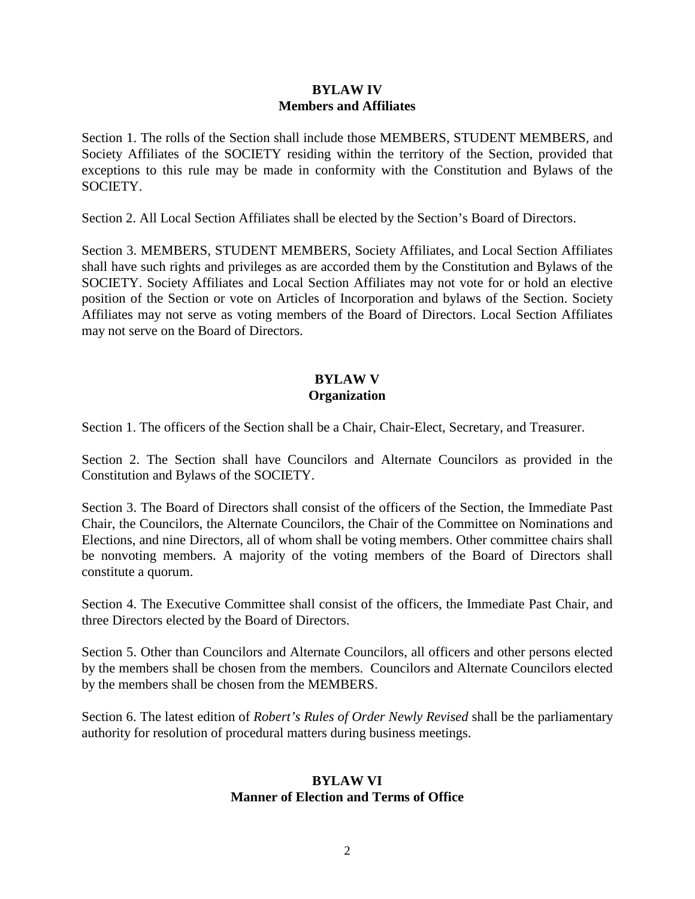## BYLAW IV
## Members and Affiliates

Section 1. The rolls of the Section shall include those MEMBERS, STUDENT MEMBERS, and Society Affiliates of the SOCIETY residing within the territory of the Section, provided that exceptions to this rule may be made in conformity with the Constitution and Bylaws of the SOCIETY.

Section 2. All Local Section Affiliates shall be elected by the Section's Board of Directors.

Section 3. MEMBERS, STUDENT MEMBERS, Society Affiliates, and Local Section Affiliates shall have such rights and privileges as are accorded them by the Constitution and Bylaws of the SOCIETY. Society Affiliates and Local Section Affiliates may not vote for or hold an elective position of the Section or vote on Articles of Incorporation and bylaws of the Section. Society Affiliates may not serve as voting members of the Board of Directors. Local Section Affiliates may not serve on the Board of Directors.

## BYLAW V
## Organization

Section 1. The officers of the Section shall be a Chair, Chair-Elect, Secretary, and Treasurer.

Section 2. The Section shall have Councilors and Alternate Councilors as provided in the Constitution and Bylaws of the SOCIETY.

Section 3. The Board of Directors shall consist of the officers of the Section, the Immediate Past Chair, the Councilors, the Alternate Councilors, the Chair of the Committee on Nominations and Elections, and nine Directors, all of whom shall be voting members. Other committee chairs shall be nonvoting members. A majority of the voting members of the Board of Directors shall constitute a quorum.

Section 4. The Executive Committee shall consist of the officers, the Immediate Past Chair, and three Directors elected by the Board of Directors.

Section 5. Other than Councilors and Alternate Councilors, all officers and other persons elected by the members shall be chosen from the members. Councilors and Alternate Councilors elected by the members shall be chosen from the MEMBERS.

Section 6. The latest edition of *Robert's Rules of Order Newly Revised* shall be the parliamentary authority for resolution of procedural matters during business meetings.

## BYLAW VI
## Manner of Election and Terms of Office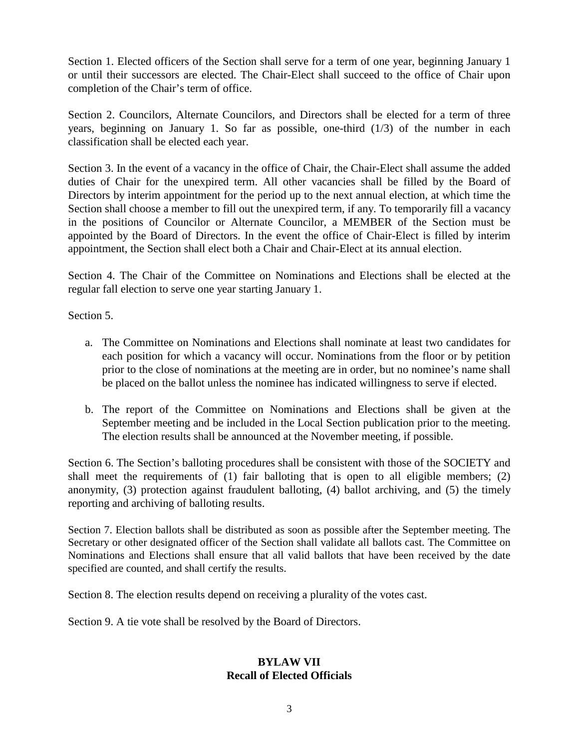Section 1. Elected officers of the Section shall serve for a term of one year, beginning January 1 or until their successors are elected. The Chair-Elect shall succeed to the office of Chair upon completion of the Chair's term of office.

Section 2. Councilors, Alternate Councilors, and Directors shall be elected for a term of three years, beginning on January 1. So far as possible, one-third (1/3) of the number in each classification shall be elected each year.

Section 3. In the event of a vacancy in the office of Chair, the Chair-Elect shall assume the added duties of Chair for the unexpired term. All other vacancies shall be filled by the Board of Directors by interim appointment for the period up to the next annual election, at which time the Section shall choose a member to fill out the unexpired term, if any. To temporarily fill a vacancy in the positions of Councilor or Alternate Councilor, a MEMBER of the Section must be appointed by the Board of Directors. In the event the office of Chair-Elect is filled by interim appointment, the Section shall elect both a Chair and Chair-Elect at its annual election.

Section 4. The Chair of the Committee on Nominations and Elections shall be elected at the regular fall election to serve one year starting January 1.

Section 5.

a. The Committee on Nominations and Elections shall nominate at least two candidates for each position for which a vacancy will occur. Nominations from the floor or by petition prior to the close of nominations at the meeting are in order, but no nominee's name shall be placed on the ballot unless the nominee has indicated willingness to serve if elected.

b. The report of the Committee on Nominations and Elections shall be given at the September meeting and be included in the Local Section publication prior to the meeting. The election results shall be announced at the November meeting, if possible.

Section 6. The Section's balloting procedures shall be consistent with those of the SOCIETY and shall meet the requirements of (1) fair balloting that is open to all eligible members; (2) anonymity, (3) protection against fraudulent balloting, (4) ballot archiving, and (5) the timely reporting and archiving of balloting results.

Section 7. Election ballots shall be distributed as soon as possible after the September meeting. The Secretary or other designated officer of the Section shall validate all ballots cast. The Committee on Nominations and Elections shall ensure that all valid ballots that have been received by the date specified are counted, and shall certify the results.

Section 8. The election results depend on receiving a plurality of the votes cast.

Section 9. A tie vote shall be resolved by the Board of Directors.

## BYLAW VII
## Recall of Elected Officials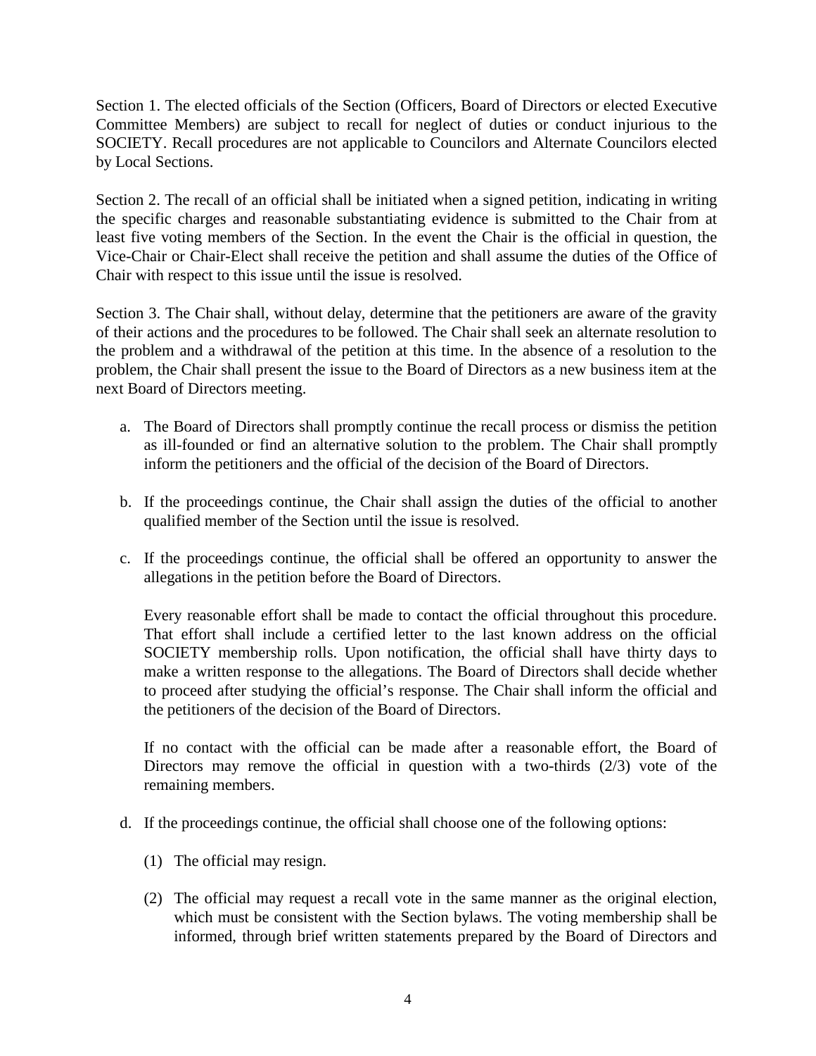Section 1. The elected officials of the Section (Officers, Board of Directors or elected Executive Committee Members) are subject to recall for neglect of duties or conduct injurious to the SOCIETY. Recall procedures are not applicable to Councilors and Alternate Councilors elected by Local Sections.

Section 2. The recall of an official shall be initiated when a signed petition, indicating in writing the specific charges and reasonable substantiating evidence is submitted to the Chair from at least five voting members of the Section. In the event the Chair is the official in question, the Vice-Chair or Chair-Elect shall receive the petition and shall assume the duties of the Office of Chair with respect to this issue until the issue is resolved.

Section 3. The Chair shall, without delay, determine that the petitioners are aware of the gravity of their actions and the procedures to be followed. The Chair shall seek an alternate resolution to the problem and a withdrawal of the petition at this time. In the absence of a resolution to the problem, the Chair shall present the issue to the Board of Directors as a new business item at the next Board of Directors meeting.

a. The Board of Directors shall promptly continue the recall process or dismiss the petition as ill-founded or find an alternative solution to the problem. The Chair shall promptly inform the petitioners and the official of the decision of the Board of Directors.

b. If the proceedings continue, the Chair shall assign the duties of the official to another qualified member of the Section until the issue is resolved.

c. If the proceedings continue, the official shall be offered an opportunity to answer the allegations in the petition before the Board of Directors.

   Every reasonable effort shall be made to contact the official throughout this procedure. That effort shall include a certified letter to the last known address on the official SOCIETY membership rolls. Upon notification, the official shall have thirty days to make a written response to the allegations. The Board of Directors shall decide whether to proceed after studying the official's response. The Chair shall inform the official and the petitioners of the decision of the Board of Directors.

   If no contact with the official can be made after a reasonable effort, the Board of Directors may remove the official in question with a two-thirds (2/3) vote of the remaining members.

d. If the proceedings continue, the official shall choose one of the following options:

   (1) The official may resign.

   (2) The official may request a recall vote in the same manner as the original election, which must be consistent with the Section bylaws. The voting membership shall be informed, through brief written statements prepared by the Board of Directors and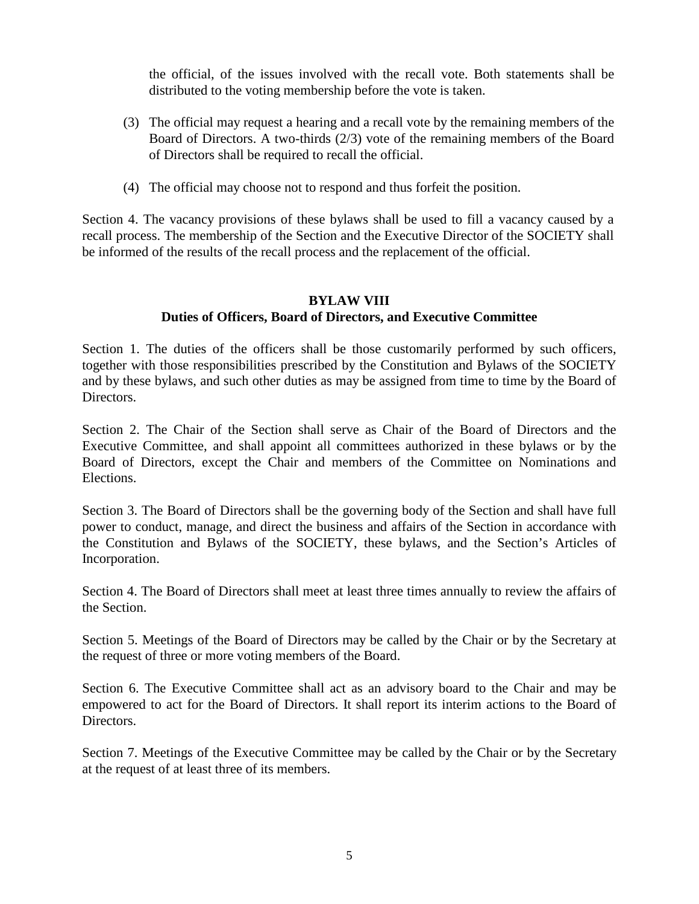the official, of the issues involved with the recall vote. Both statements shall be distributed to the voting membership before the vote is taken.

(3) The official may request a hearing and a recall vote by the remaining members of the Board of Directors. A two-thirds (2/3) vote of the remaining members of the Board of Directors shall be required to recall the official.

(4) The official may choose not to respond and thus forfeit the position.

Section 4. The vacancy provisions of these bylaws shall be used to fill a vacancy caused by a recall process. The membership of the Section and the Executive Director of the SOCIETY shall be informed of the results of the recall process and the replacement of the official.

## BYLAW VIII
## Duties of Officers, Board of Directors, and Executive Committee

Section 1. The duties of the officers shall be those customarily performed by such officers, together with those responsibilities prescribed by the Constitution and Bylaws of the SOCIETY and by these bylaws, and such other duties as may be assigned from time to time by the Board of Directors.

Section 2. The Chair of the Section shall serve as Chair of the Board of Directors and the Executive Committee, and shall appoint all committees authorized in these bylaws or by the Board of Directors, except the Chair and members of the Committee on Nominations and Elections.

Section 3. The Board of Directors shall be the governing body of the Section and shall have full power to conduct, manage, and direct the business and affairs of the Section in accordance with the Constitution and Bylaws of the SOCIETY, these bylaws, and the Section's Articles of Incorporation.

Section 4. The Board of Directors shall meet at least three times annually to review the affairs of the Section.

Section 5. Meetings of the Board of Directors may be called by the Chair or by the Secretary at the request of three or more voting members of the Board.

Section 6. The Executive Committee shall act as an advisory board to the Chair and may be empowered to act for the Board of Directors. It shall report its interim actions to the Board of Directors.

Section 7. Meetings of the Executive Committee may be called by the Chair or by the Secretary at the request of at least three of its members.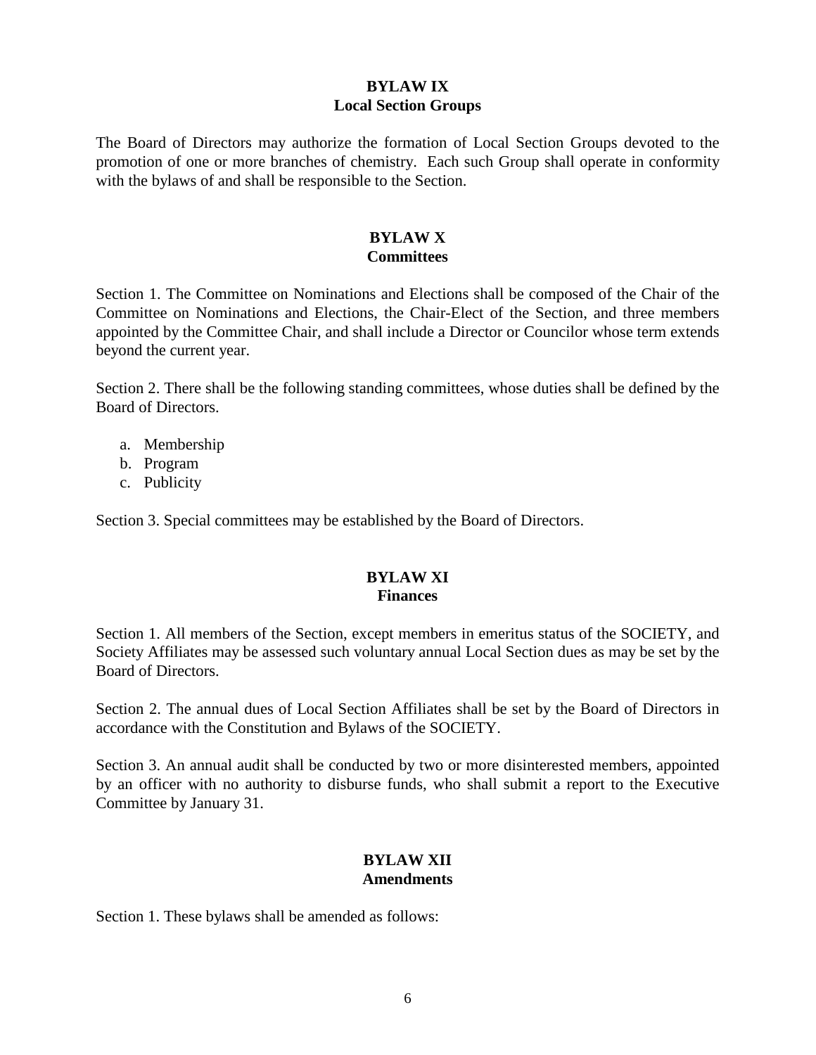## BYLAW IX
## Local Section Groups

The Board of Directors may authorize the formation of Local Section Groups devoted to the promotion of one or more branches of chemistry. Each such Group shall operate in conformity with the bylaws of and shall be responsible to the Section.

## BYLAW X
## Committees

Section 1. The Committee on Nominations and Elections shall be composed of the Chair of the Committee on Nominations and Elections, the Chair-Elect of the Section, and three members appointed by the Committee Chair, and shall include a Director or Councilor whose term extends beyond the current year.

Section 2. There shall be the following standing committees, whose duties shall be defined by the Board of Directors.

a. Membership
b. Program
c. Publicity

Section 3. Special committees may be established by the Board of Directors.

## BYLAW XI
## Finances

Section 1. All members of the Section, except members in emeritus status of the SOCIETY, and Society Affiliates may be assessed such voluntary annual Local Section dues as may be set by the Board of Directors.

Section 2. The annual dues of Local Section Affiliates shall be set by the Board of Directors in accordance with the Constitution and Bylaws of the SOCIETY.

Section 3. An annual audit shall be conducted by two or more disinterested members, appointed by an officer with no authority to disburse funds, who shall submit a report to the Executive Committee by January 31.

## BYLAW XII
## Amendments

Section 1. These bylaws shall be amended as follows: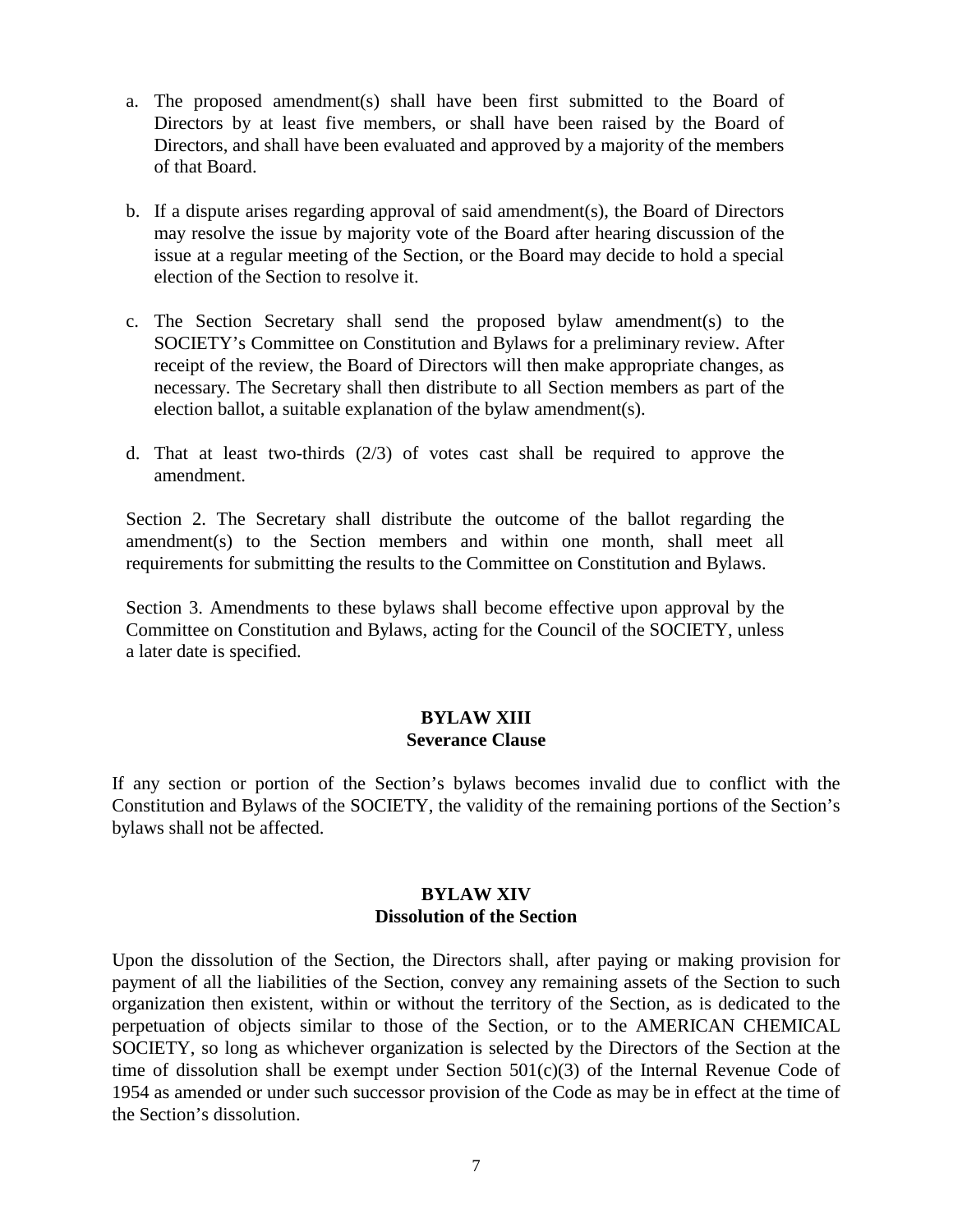a. The proposed amendment(s) shall have been first submitted to the Board of Directors by at least five members, or shall have been raised by the Board of Directors, and shall have been evaluated and approved by a majority of the members of that Board.

b. If a dispute arises regarding approval of said amendment(s), the Board of Directors may resolve the issue by majority vote of the Board after hearing discussion of the issue at a regular meeting of the Section, or the Board may decide to hold a special election of the Section to resolve it.

c. The Section Secretary shall send the proposed bylaw amendment(s) to the SOCIETY's Committee on Constitution and Bylaws for a preliminary review. After receipt of the review, the Board of Directors will then make appropriate changes, as necessary. The Secretary shall then distribute to all Section members as part of the election ballot, a suitable explanation of the bylaw amendment(s).

d. That at least two-thirds (2/3) of votes cast shall be required to approve the amendment.

Section 2. The Secretary shall distribute the outcome of the ballot regarding the amendment(s) to the Section members and within one month, shall meet all requirements for submitting the results to the Committee on Constitution and Bylaws.

Section 3. Amendments to these bylaws shall become effective upon approval by the Committee on Constitution and Bylaws, acting for the Council of the SOCIETY, unless a later date is specified.

## BYLAW XIII
## Severance Clause

If any section or portion of the Section's bylaws becomes invalid due to conflict with the Constitution and Bylaws of the SOCIETY, the validity of the remaining portions of the Section's bylaws shall not be affected.

## BYLAW XIV
## Dissolution of the Section

Upon the dissolution of the Section, the Directors shall, after paying or making provision for payment of all the liabilities of the Section, convey any remaining assets of the Section to such organization then existent, within or without the territory of the Section, as is dedicated to the perpetuation of objects similar to those of the Section, or to the AMERICAN CHEMICAL SOCIETY, so long as whichever organization is selected by the Directors of the Section at the time of dissolution shall be exempt under Section 501(c)(3) of the Internal Revenue Code of 1954 as amended or under such successor provision of the Code as may be in effect at the time of the Section's dissolution.